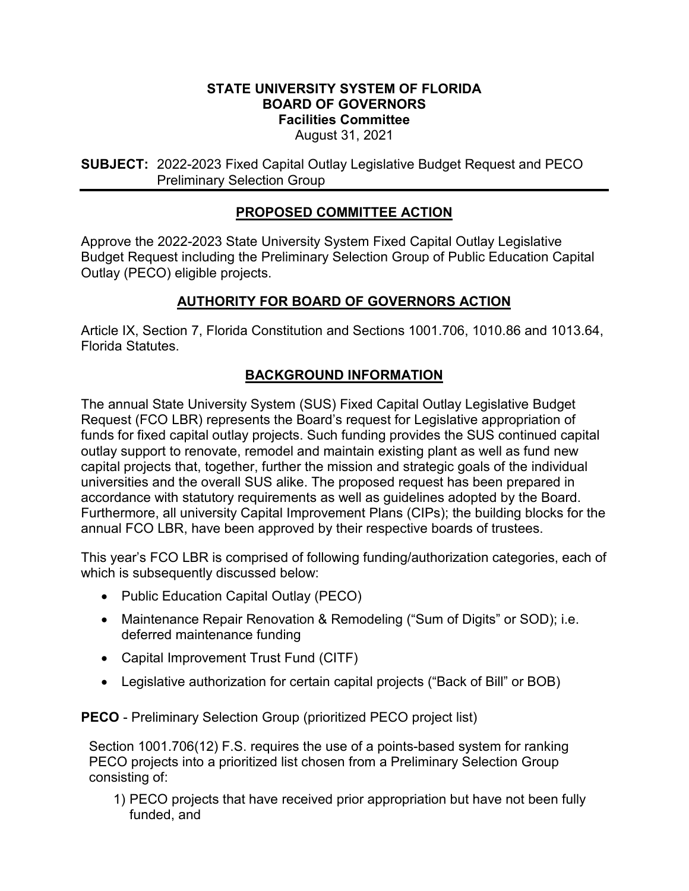**STATE UNIVERSITY SYSTEM OF FLORIDA**
**BOARD OF GOVERNORS**
**Facilities Committee**
August 31, 2021

**SUBJECT:** 2022-2023 Fixed Capital Outlay Legislative Budget Request and PECO Preliminary Selection Group

## PROPOSED COMMITTEE ACTION

Approve the 2022-2023 State University System Fixed Capital Outlay Legislative Budget Request including the Preliminary Selection Group of Public Education Capital Outlay (PECO) eligible projects.

## AUTHORITY FOR BOARD OF GOVERNORS ACTION

Article IX, Section 7, Florida Constitution and Sections 1001.706, 1010.86 and 1013.64, Florida Statutes.

## BACKGROUND INFORMATION

The annual State University System (SUS) Fixed Capital Outlay Legislative Budget Request (FCO LBR) represents the Board's request for Legislative appropriation of funds for fixed capital outlay projects. Such funding provides the SUS continued capital outlay support to renovate, remodel and maintain existing plant as well as fund new capital projects that, together, further the mission and strategic goals of the individual universities and the overall SUS alike. The proposed request has been prepared in accordance with statutory requirements as well as guidelines adopted by the Board. Furthermore, all university Capital Improvement Plans (CIPs); the building blocks for the annual FCO LBR, have been approved by their respective boards of trustees.

This year's FCO LBR is comprised of following funding/authorization categories, each of which is subsequently discussed below:

- Public Education Capital Outlay (PECO)
- Maintenance Repair Renovation & Remodeling ("Sum of Digits" or SOD); i.e. deferred maintenance funding
- Capital Improvement Trust Fund (CITF)
- Legislative authorization for certain capital projects ("Back of Bill" or BOB)

**PECO** - Preliminary Selection Group (prioritized PECO project list)

Section 1001.706(12) F.S. requires the use of a points-based system for ranking PECO projects into a prioritized list chosen from a Preliminary Selection Group consisting of:

1) PECO projects that have received prior appropriation but have not been fully funded, and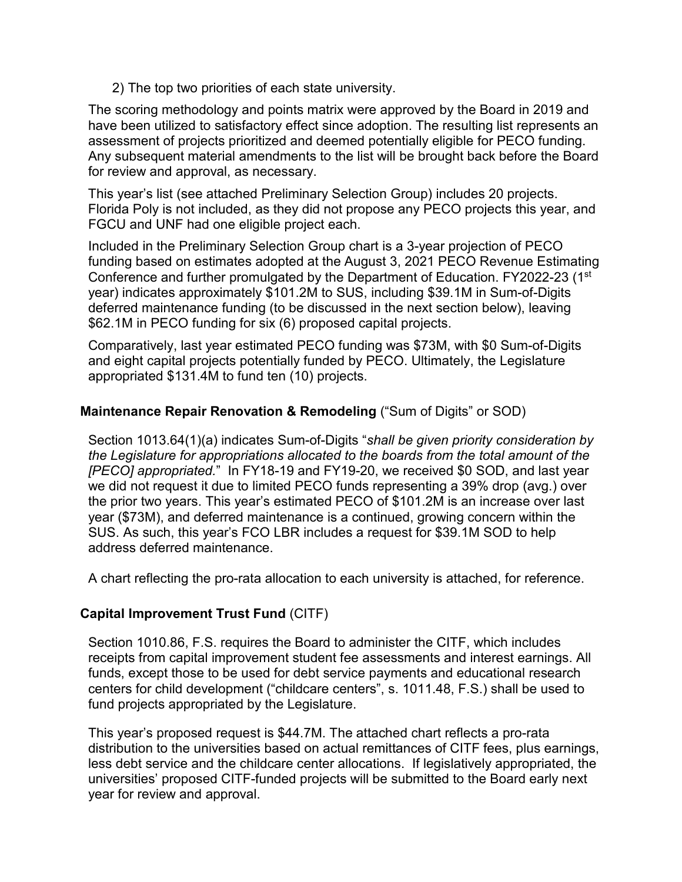2) The top two priorities of each state university.

The scoring methodology and points matrix were approved by the Board in 2019 and have been utilized to satisfactory effect since adoption. The resulting list represents an assessment of projects prioritized and deemed potentially eligible for PECO funding. Any subsequent material amendments to the list will be brought back before the Board for review and approval, as necessary.

This year's list (see attached Preliminary Selection Group) includes 20 projects. Florida Poly is not included, as they did not propose any PECO projects this year, and FGCU and UNF had one eligible project each.

Included in the Preliminary Selection Group chart is a 3-year projection of PECO funding based on estimates adopted at the August 3, 2021 PECO Revenue Estimating Conference and further promulgated by the Department of Education. FY2022-23 (1st year) indicates approximately $101.2M to SUS, including $39.1M in Sum-of-Digits deferred maintenance funding (to be discussed in the next section below), leaving $62.1M in PECO funding for six (6) proposed capital projects.

Comparatively, last year estimated PECO funding was $73M, with $0 Sum-of-Digits and eight capital projects potentially funded by PECO. Ultimately, the Legislature appropriated $131.4M to fund ten (10) projects.

### **Maintenance Repair Renovation & Remodeling** ("Sum of Digits" or SOD)

Section 1013.64(1)(a) indicates Sum-of-Digits "*shall be given priority consideration by the Legislature for appropriations allocated to the boards from the total amount of the [PECO] appropriated.*" In FY18-19 and FY19-20, we received $0 SOD, and last year we did not request it due to limited PECO funds representing a 39% drop (avg.) over the prior two years. This year's estimated PECO of $101.2M is an increase over last year ($73M), and deferred maintenance is a continued, growing concern within the SUS. As such, this year's FCO LBR includes a request for $39.1M SOD to help address deferred maintenance.

A chart reflecting the pro-rata allocation to each university is attached, for reference.

### **Capital Improvement Trust Fund** (CITF)

Section 1010.86, F.S. requires the Board to administer the CITF, which includes receipts from capital improvement student fee assessments and interest earnings. All funds, except those to be used for debt service payments and educational research centers for child development ("childcare centers", s. 1011.48, F.S.) shall be used to fund projects appropriated by the Legislature.

This year's proposed request is $44.7M. The attached chart reflects a pro-rata distribution to the universities based on actual remittances of CITF fees, plus earnings, less debt service and the childcare center allocations. If legislatively appropriated, the universities' proposed CITF-funded projects will be submitted to the Board early next year for review and approval.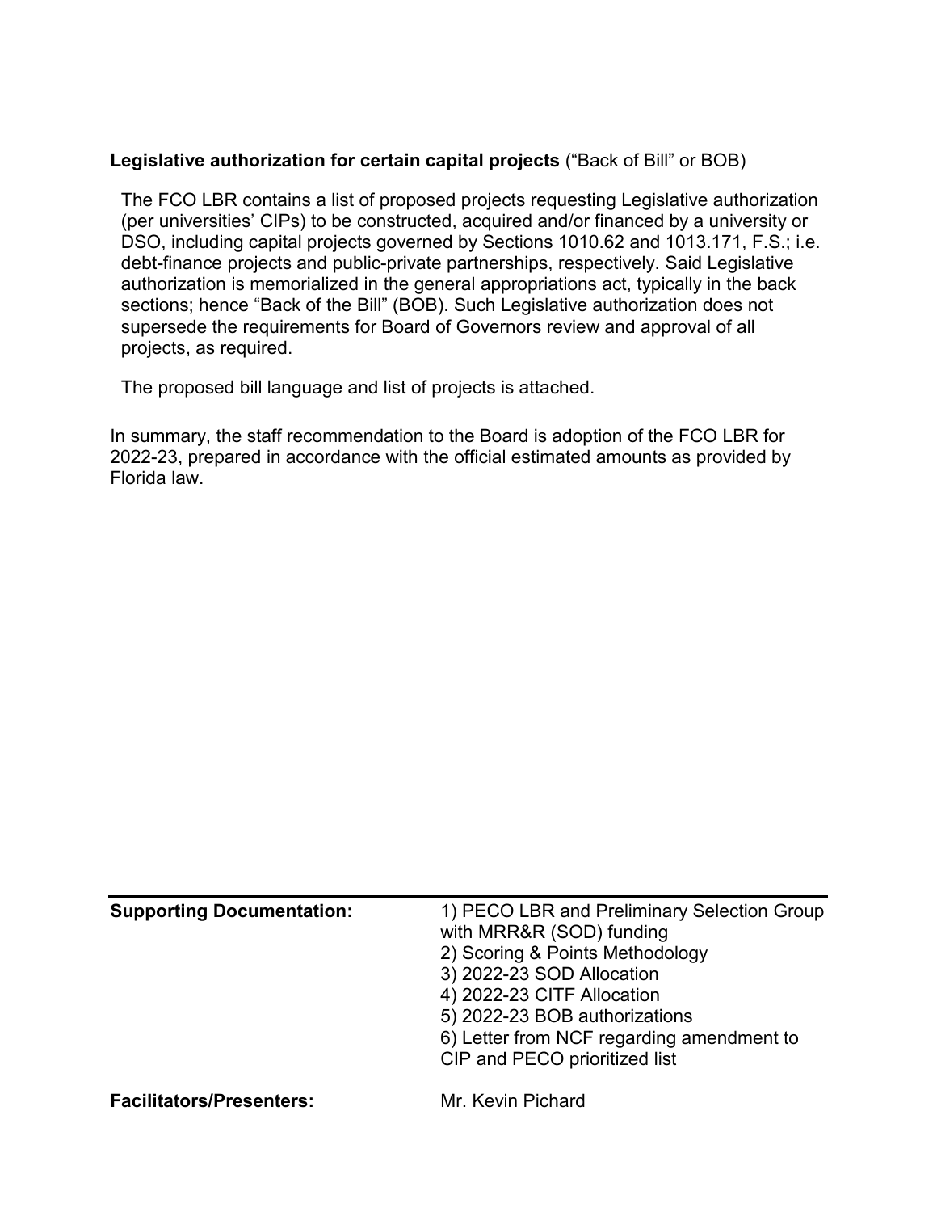**Legislative authorization for certain capital projects** ("Back of Bill" or BOB)

The FCO LBR contains a list of proposed projects requesting Legislative authorization (per universities' CIPs) to be constructed, acquired and/or financed by a university or DSO, including capital projects governed by Sections 1010.62 and 1013.171, F.S.; i.e. debt-finance projects and public-private partnerships, respectively. Said Legislative authorization is memorialized in the general appropriations act, typically in the back sections; hence "Back of the Bill" (BOB). Such Legislative authorization does not supersede the requirements for Board of Governors review and approval of all projects, as required.

The proposed bill language and list of projects is attached.

In summary, the staff recommendation to the Board is adoption of the FCO LBR for 2022-23, prepared in accordance with the official estimated amounts as provided by Florida law.

| | |
|---|---|
| **Supporting Documentation:** | 1) PECO LBR and Preliminary Selection Group with MRR&R (SOD) funding<br>2) Scoring & Points Methodology<br>3) 2022-23 SOD Allocation<br>4) 2022-23 CITF Allocation<br>5) 2022-23 BOB authorizations<br>6) Letter from NCF regarding amendment to CIP and PECO prioritized list |
| **Facilitators/Presenters:** | Mr. Kevin Pichard |